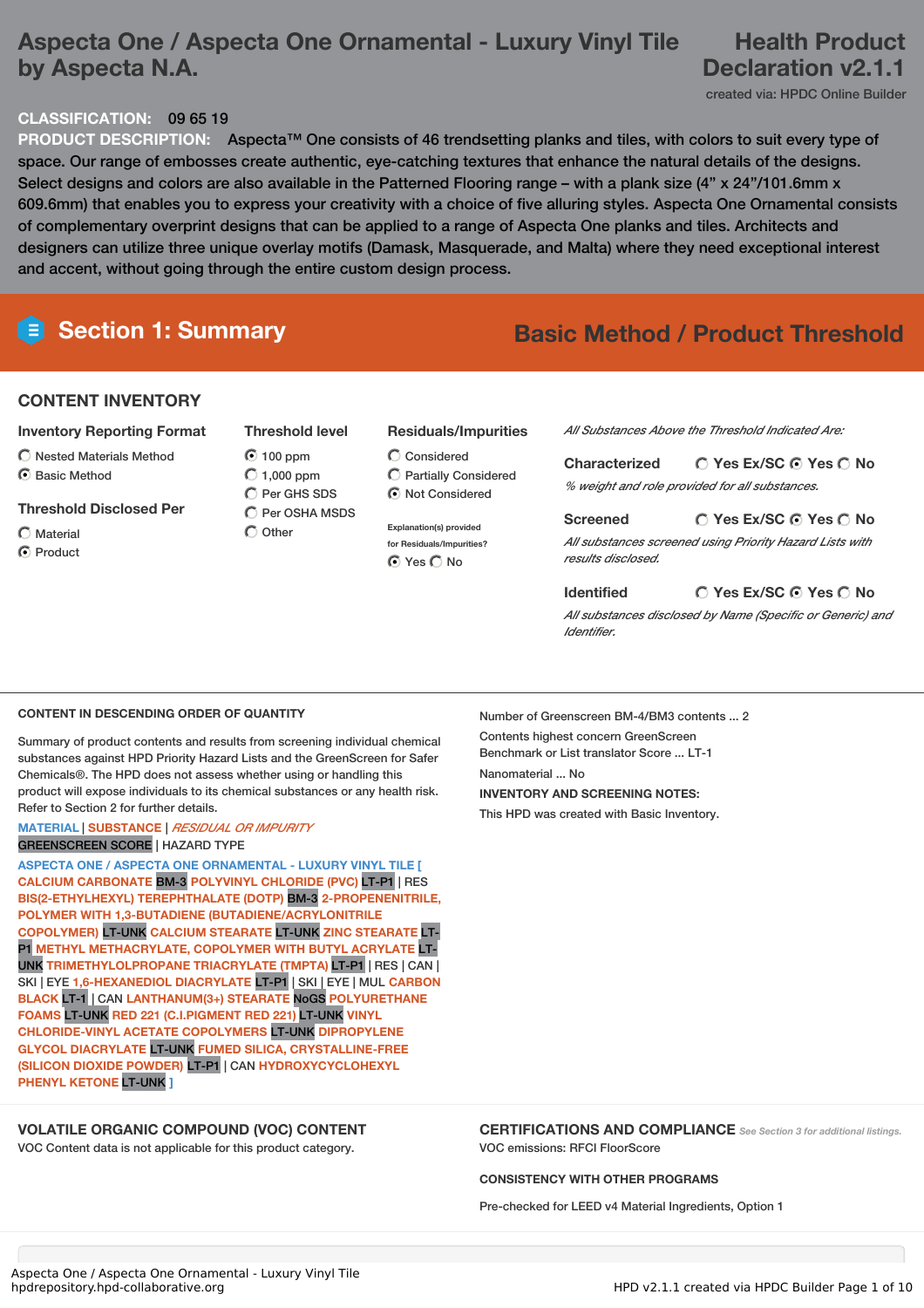# Aspecta One / Aspecta One Ornamental - Luxury Vinyl Tile by Aspecta N.A.

**Health Product Declaration v2.1.1**

created via: HPDC Online Builder

**CLASSIFICATION:** 09 65 19

**PRODUCT DESCRIPTION:** Aspecta™ One consists of 46 trendsetting planks and tiles, with colors to suit every type of space. Our range of embosses create authentic, eye-catching textures that enhance the natural details of the designs. Select designs and colors are also available in the Patterned Flooring range – with a plank size (4" x 24"/101.6mm x 609.6mm) that enables you to express your creativity with a choice of five alluring styles. Aspecta One Ornamental consists of complementary overprint designs that can be applied to a range of Aspecta One planks and tiles. Architects and designers can utilize three unique overlay motifs (Damask, Masquerade, and Malta) where they need exceptional interest and accent, without going through the entire custom design process.

## Section 1: Summary

**Basic Method / Product Threshold**

### CONTENT INVENTORY

**Inventory Reporting Format**
- ○ Nested Materials Method
- ◉ Basic Method

**Threshold Disclosed Per**
- ○ Material
- ◉ Product

**Threshold level**
- ◉ 100 ppm
- ○ 1,000 ppm
- ○ Per GHS SDS
- ○ Per OSHA MSDS
- ○ Other

**Residuals/Impurities**
- ○ Considered
- ○ Partially Considered
- ◉ Not Considered

Explanation(s) provided for Residuals/Impurities?
◉ Yes ○ No

*All Substances Above the Threshold Indicated Are:*

**Characterized** ○ Yes Ex/SC ◉ Yes ○ No
*% weight and role provided for all substances.*

**Screened** ○ Yes Ex/SC ◉ Yes ○ No
*All substances screened using Priority Hazard Lists with results disclosed.*

**Identified** ○ Yes Ex/SC ◉ Yes ○ No
*All substances disclosed by Name (Specific or Generic) and Identifier.*

### CONTENT IN DESCENDING ORDER OF QUANTITY

Summary of product contents and results from screening individual chemical substances against HPD Priority Hazard Lists and the GreenScreen for Safer Chemicals®. The HPD does not assess whether using or handling this product will expose individuals to its chemical substances or any health risk. Refer to Section 2 for further details.

MATERIAL | SUBSTANCE | *RESIDUAL OR IMPURITY*
GREENSCREEN SCORE | HAZARD TYPE

ASPECTA ONE / ASPECTA ONE ORNAMENTAL - LUXURY VINYL TILE [ CALCIUM CARBONATE BM-3 POLYVINYL CHLORIDE (PVC) LT-P1 | RES BIS(2-ETHYLHEXYL) TEREPHTHALATE (DOTP) BM-3 2-PROPENENITRILE, POLYMER WITH 1,3-BUTADIENE (BUTADIENE/ACRYLONITRILE COPOLYMER) LT-UNK CALCIUM STEARATE LT-UNK ZINC STEARATE LT-P1 METHYL METHACRYLATE, COPOLYMER WITH BUTYL ACRYLATE LT-UNK TRIMETHYLOLPROPANE TRIACRYLATE (TMPTA) LT-P1 | RES | CAN | SKI | EYE | MUL 1,6-HEXANEDIOL DIACRYLATE LT-P1 | SKI | EYE | MUL CARBON BLACK LT-1 | CAN LANTHANUM(3+) STEARATE NoGS POLYURETHANE FOAMS LT-UNK RED 221 (C.I.PIGMENT RED 221) LT-UNK VINYL CHLORIDE-VINYL ACETATE COPOLYMERS LT-UNK DIPROPYLENE GLYCOL DIACRYLATE LT-UNK FUMED SILICA, CRYSTALLINE-FREE (SILICON DIOXIDE POWDER) LT-P1 | CAN HYDROXYCYCLOHEXYL PHENYL KETONE LT-UNK ]

Number of Greenscreen BM-4/BM3 contents ... 2

Contents highest concern GreenScreen Benchmark or List translator Score ... LT-1

Nanomaterial ... No

**INVENTORY AND SCREENING NOTES:**

This HPD was created with Basic Inventory.

### VOLATILE ORGANIC COMPOUND (VOC) CONTENT

VOC Content data is not applicable for this product category.

### CERTIFICATIONS AND COMPLIANCE

*See Section 3 for additional listings.*

VOC emissions: RFCI FloorScore

### CONSISTENCY WITH OTHER PROGRAMS

Pre-checked for LEED v4 Material Ingredients, Option 1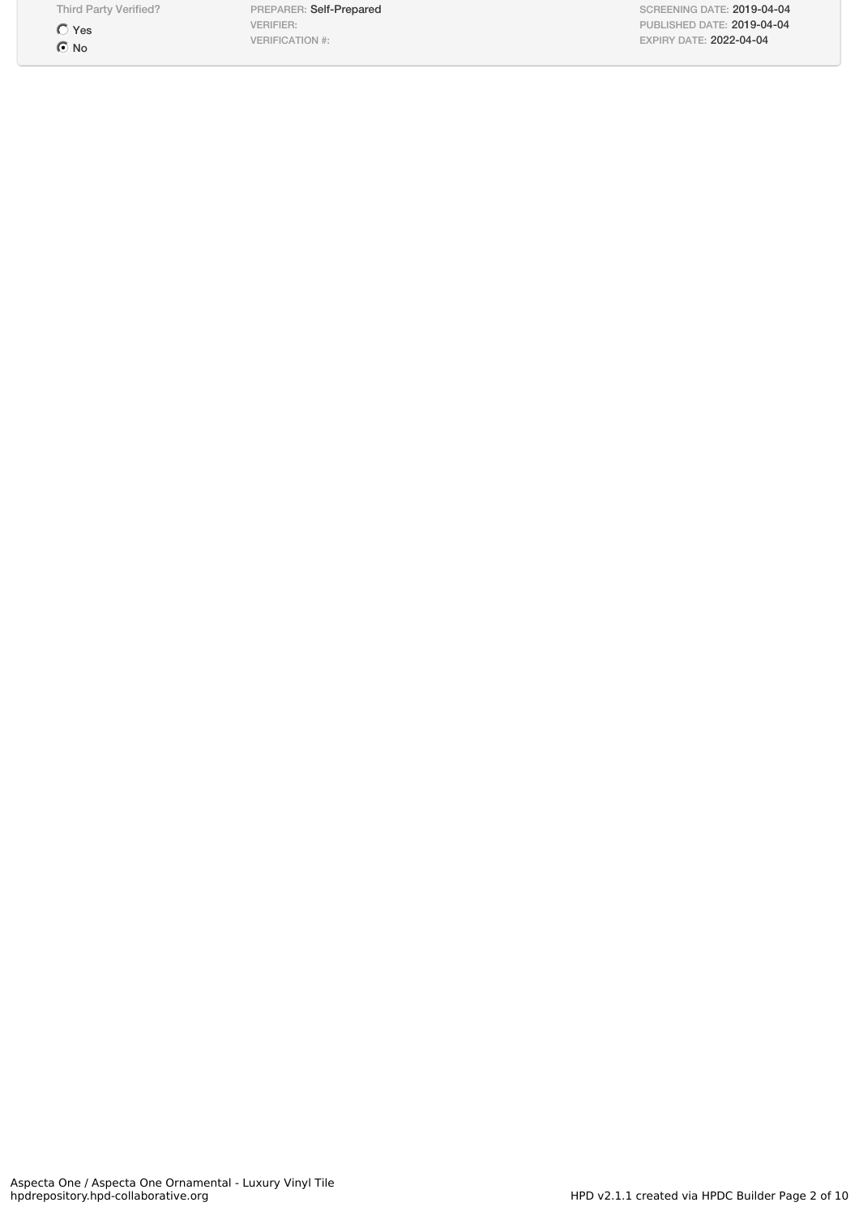| Third Party Verified? | | |
|---|---|---|
| ○ Yes<br>◉ No | PREPARER: Self-Prepared<br>VERIFIER:<br>VERIFICATION #: | SCREENING DATE: 2019-04-04<br>PUBLISHED DATE: 2019-04-04<br>EXPIRY DATE: 2022-04-04 |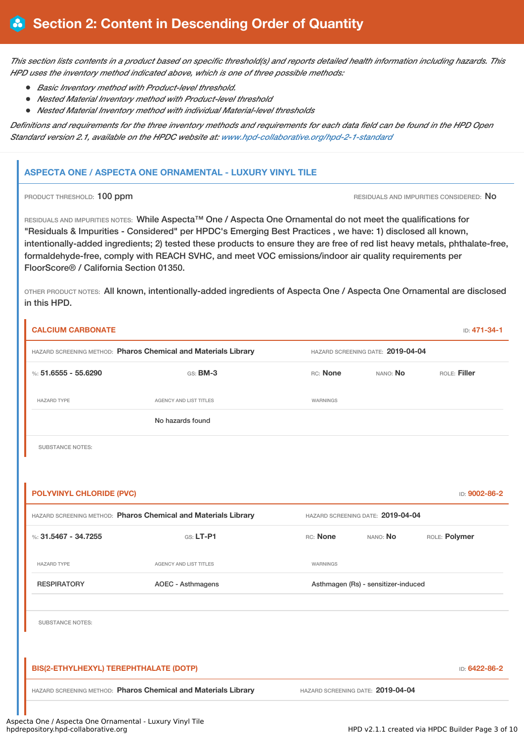# Section 2: Content in Descending Order of Quantity

*This section lists contents in a product based on specific threshold(s) and reports detailed health information including hazards. This HPD uses the inventory method indicated above, which is one of three possible methods:*

- *Basic Inventory method with Product-level threshold.*
- *Nested Material Inventory method with Product-level threshold*
- *Nested Material Inventory method with individual Material-level thresholds*

*Definitions and requirements for the three inventory methods and requirements for each data field can be found in the HPD Open Standard version 2.1, available on the HPDC website at: www.hpd-collaborative.org/hpd-2-1-standard*

## ASPECTA ONE / ASPECTA ONE ORNAMENTAL - LUXURY VINYL TILE

PRODUCT THRESHOLD: **100 ppm**

RESIDUALS AND IMPURITIES CONSIDERED: **No**

RESIDUALS AND IMPURITIES NOTES: While Aspecta™ One / Aspecta One Ornamental do not meet the qualifications for "Residuals & Impurities - Considered" per HPDC's Emerging Best Practices , we have: 1) disclosed all known, intentionally-added ingredients; 2) tested these products to ensure they are free of red list heavy metals, phthalate-free, formaldehyde-free, comply with REACH SVHC, and meet VOC emissions/indoor air quality requirements per FloorScore® / California Section 01350.

OTHER PRODUCT NOTES: All known, intentionally-added ingredients of Aspecta One / Aspecta One Ornamental are disclosed in this HPD.

### CALCIUM CARBONATE

ID: **471-34-1**

HAZARD SCREENING METHOD: **Pharos Chemical and Materials Library**

HAZARD SCREENING DATE: **2019-04-04**

%: **51.6555 - 55.6290** | GS: **BM-3** | RC: **None** | NANO: **No** | ROLE: **Filler**

| HAZARD TYPE | AGENCY AND LIST TITLES | WARNINGS |
|---|---|---|
| | No hazards found | |

SUBSTANCE NOTES:

### POLYVINYL CHLORIDE (PVC)

ID: **9002-86-2**

HAZARD SCREENING METHOD: **Pharos Chemical and Materials Library**

HAZARD SCREENING DATE: **2019-04-04**

%: **31.5467 - 34.7255** | GS: **LT-P1** | RC: **None** | NANO: **No** | ROLE: **Polymer**

| HAZARD TYPE | AGENCY AND LIST TITLES | WARNINGS |
|---|---|---|
| RESPIRATORY | AOEC - Asthmagens | Asthmagen (Rs) - sensitizer-induced |

SUBSTANCE NOTES:

### BIS(2-ETHYLHEXYL) TEREPHTHALATE (DOTP)

ID: **6422-86-2**

HAZARD SCREENING METHOD: **Pharos Chemical and Materials Library**

HAZARD SCREENING DATE: **2019-04-04**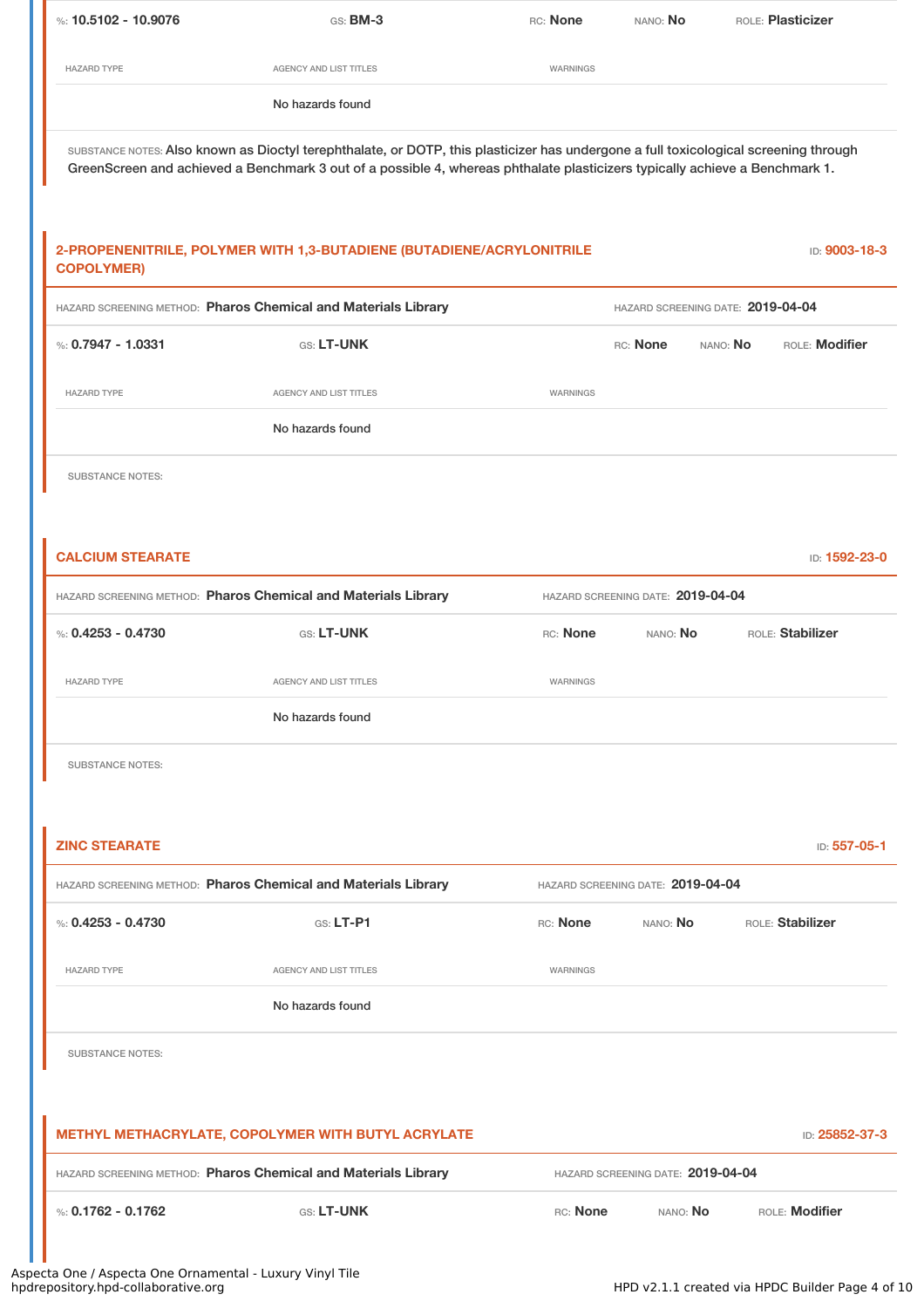%: **10.5102 - 10.9076** GS: **BM-3** RC: **None** NANO: **No** ROLE: **Plasticizer**

| HAZARD TYPE | AGENCY AND LIST TITLES | WARNINGS |
| --- | --- | --- |
| | No hazards found | |

SUBSTANCE NOTES: Also known as Dioctyl terephthalate, or DOTP, this plasticizer has undergone a full toxicological screening through GreenScreen and achieved a Benchmark 3 out of a possible 4, whereas phthalate plasticizers typically achieve a Benchmark 1.

## 2-PROPENENITRILE, POLYMER WITH 1,3-BUTADIENE (BUTADIENE/ACRYLONITRILE COPOLYMER)

ID: **9003-18-3**

HAZARD SCREENING METHOD: **Pharos Chemical and Materials Library** HAZARD SCREENING DATE: **2019-04-04**

%: **0.7947 - 1.0331** GS: **LT-UNK** RC: **None** NANO: **No** ROLE: **Modifier**

| HAZARD TYPE | AGENCY AND LIST TITLES | WARNINGS |
| --- | --- | --- |
| | No hazards found | |

SUBSTANCE NOTES:

## CALCIUM STEARATE

ID: **1592-23-0**

HAZARD SCREENING METHOD: **Pharos Chemical and Materials Library** HAZARD SCREENING DATE: **2019-04-04**

%: **0.4253 - 0.4730** GS: **LT-UNK** RC: **None** NANO: **No** ROLE: **Stabilizer**

| HAZARD TYPE | AGENCY AND LIST TITLES | WARNINGS |
| --- | --- | --- |
| | No hazards found | |

SUBSTANCE NOTES:

## ZINC STEARATE

ID: **557-05-1**

HAZARD SCREENING METHOD: **Pharos Chemical and Materials Library** HAZARD SCREENING DATE: **2019-04-04**

%: **0.4253 - 0.4730** GS: **LT-P1** RC: **None** NANO: **No** ROLE: **Stabilizer**

| HAZARD TYPE | AGENCY AND LIST TITLES | WARNINGS |
| --- | --- | --- |
| | No hazards found | |

SUBSTANCE NOTES:

## METHYL METHACRYLATE, COPOLYMER WITH BUTYL ACRYLATE

ID: **25852-37-3**

HAZARD SCREENING METHOD: **Pharos Chemical and Materials Library** HAZARD SCREENING DATE: **2019-04-04**

%: **0.1762 - 0.1762** GS: **LT-UNK** RC: **None** NANO: **No** ROLE: **Modifier**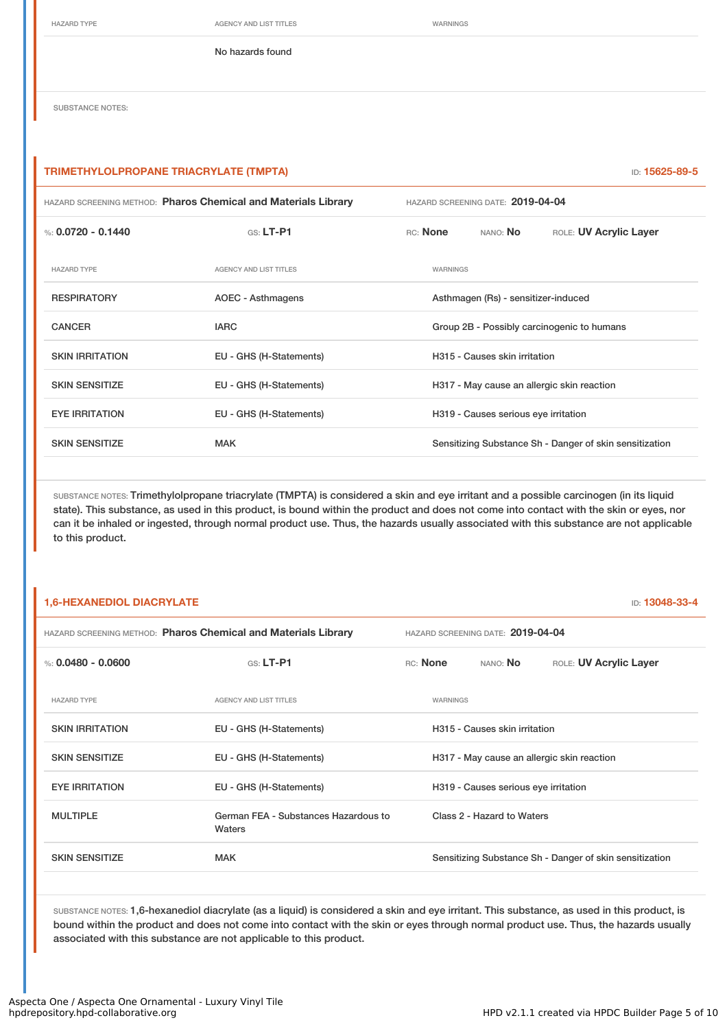| HAZARD TYPE | AGENCY AND LIST TITLES | WARNINGS |
| --- | --- | --- |
| | No hazards found | |

SUBSTANCE NOTES:

## TRIMETHYLOLPROPANE TRIACRYLATE (TMPTA)

ID: 15625-89-5

HAZARD SCREENING METHOD: **Pharos Chemical and Materials Library** HAZARD SCREENING DATE: **2019-04-04**

%: **0.0720 - 0.1440** GS: **LT-P1** RC: **None** NANO: **No** ROLE: **UV Acrylic Layer**

| HAZARD TYPE | AGENCY AND LIST TITLES | WARNINGS |
| --- | --- | --- |
| RESPIRATORY | AOEC - Asthmagens | Asthmagen (Rs) - sensitizer-induced |
| CANCER | IARC | Group 2B - Possibly carcinogenic to humans |
| SKIN IRRITATION | EU - GHS (H-Statements) | H315 - Causes skin irritation |
| SKIN SENSITIZE | EU - GHS (H-Statements) | H317 - May cause an allergic skin reaction |
| EYE IRRITATION | EU - GHS (H-Statements) | H319 - Causes serious eye irritation |
| SKIN SENSITIZE | MAK | Sensitizing Substance Sh - Danger of skin sensitization |

SUBSTANCE NOTES: Trimethylolpropane triacrylate (TMPTA) is considered a skin and eye irritant and a possible carcinogen (in its liquid state). This substance, as used in this product, is bound within the product and does not come into contact with the skin or eyes, nor can it be inhaled or ingested, through normal product use. Thus, the hazards usually associated with this substance are not applicable to this product.

## 1,6-HEXANEDIOL DIACRYLATE

ID: 13048-33-4

HAZARD SCREENING METHOD: **Pharos Chemical and Materials Library** HAZARD SCREENING DATE: **2019-04-04**

%: **0.0480 - 0.0600** GS: **LT-P1** RC: **None** NANO: **No** ROLE: **UV Acrylic Layer**

| HAZARD TYPE | AGENCY AND LIST TITLES | WARNINGS |
| --- | --- | --- |
| SKIN IRRITATION | EU - GHS (H-Statements) | H315 - Causes skin irritation |
| SKIN SENSITIZE | EU - GHS (H-Statements) | H317 - May cause an allergic skin reaction |
| EYE IRRITATION | EU - GHS (H-Statements) | H319 - Causes serious eye irritation |
| MULTIPLE | German FEA - Substances Hazardous to Waters | Class 2 - Hazard to Waters |
| SKIN SENSITIZE | MAK | Sensitizing Substance Sh - Danger of skin sensitization |

SUBSTANCE NOTES: 1,6-hexanediol diacrylate (as a liquid) is considered a skin and eye irritant. This substance, as used in this product, is bound within the product and does not come into contact with the skin or eyes through normal product use. Thus, the hazards usually associated with this substance are not applicable to this product.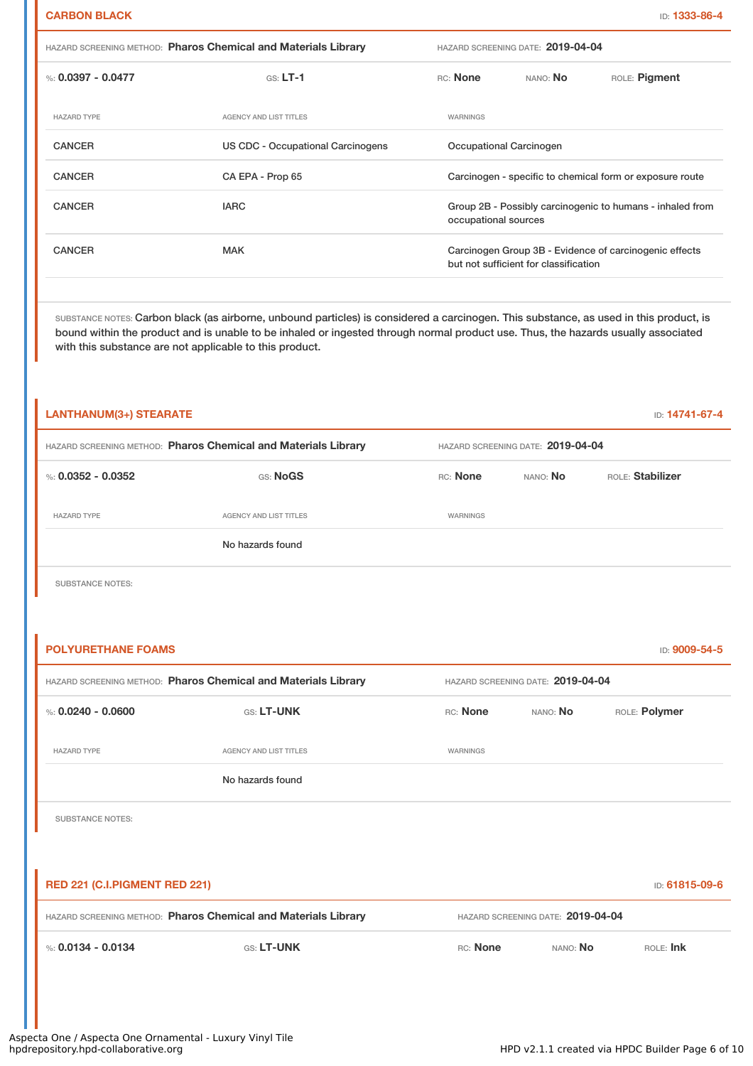## CARBON BLACK

ID: 1333-86-4

HAZARD SCREENING METHOD: **Pharos Chemical and Materials Library** HAZARD SCREENING DATE: **2019-04-04**

%: **0.0397 - 0.0477** GS: **LT-1** RC: **None** NANO: **No** ROLE: **Pigment**

| HAZARD TYPE | AGENCY AND LIST TITLES | WARNINGS |
|---|---|---|
| CANCER | US CDC - Occupational Carcinogens | Occupational Carcinogen |
| CANCER | CA EPA - Prop 65 | Carcinogen - specific to chemical form or exposure route |
| CANCER | IARC | Group 2B - Possibly carcinogenic to humans - inhaled from occupational sources |
| CANCER | MAK | Carcinogen Group 3B - Evidence of carcinogenic effects but not sufficient for classification |

SUBSTANCE NOTES: Carbon black (as airborne, unbound particles) is considered a carcinogen. This substance, as used in this product, is bound within the product and is unable to be inhaled or ingested through normal product use. Thus, the hazards usually associated with this substance are not applicable to this product.

## LANTHANUM(3+) STEARATE

ID: 14741-67-4

HAZARD SCREENING METHOD: **Pharos Chemical and Materials Library** HAZARD SCREENING DATE: **2019-04-04**

%: **0.0352 - 0.0352** GS: **NoGS** RC: **None** NANO: **No** ROLE: **Stabilizer**

| HAZARD TYPE | AGENCY AND LIST TITLES | WARNINGS |
|---|---|---|
| | No hazards found | |

SUBSTANCE NOTES:

## POLYURETHANE FOAMS

ID: 9009-54-5

HAZARD SCREENING METHOD: **Pharos Chemical and Materials Library** HAZARD SCREENING DATE: **2019-04-04**

%: **0.0240 - 0.0600** GS: **LT-UNK** RC: **None** NANO: **No** ROLE: **Polymer**

| HAZARD TYPE | AGENCY AND LIST TITLES | WARNINGS |
|---|---|---|
| | No hazards found | |

SUBSTANCE NOTES:

## RED 221 (C.I.PIGMENT RED 221)

ID: 61815-09-6

HAZARD SCREENING METHOD: **Pharos Chemical and Materials Library** HAZARD SCREENING DATE: **2019-04-04**

%: **0.0134 - 0.0134** GS: **LT-UNK** RC: **None** NANO: **No** ROLE: **Ink**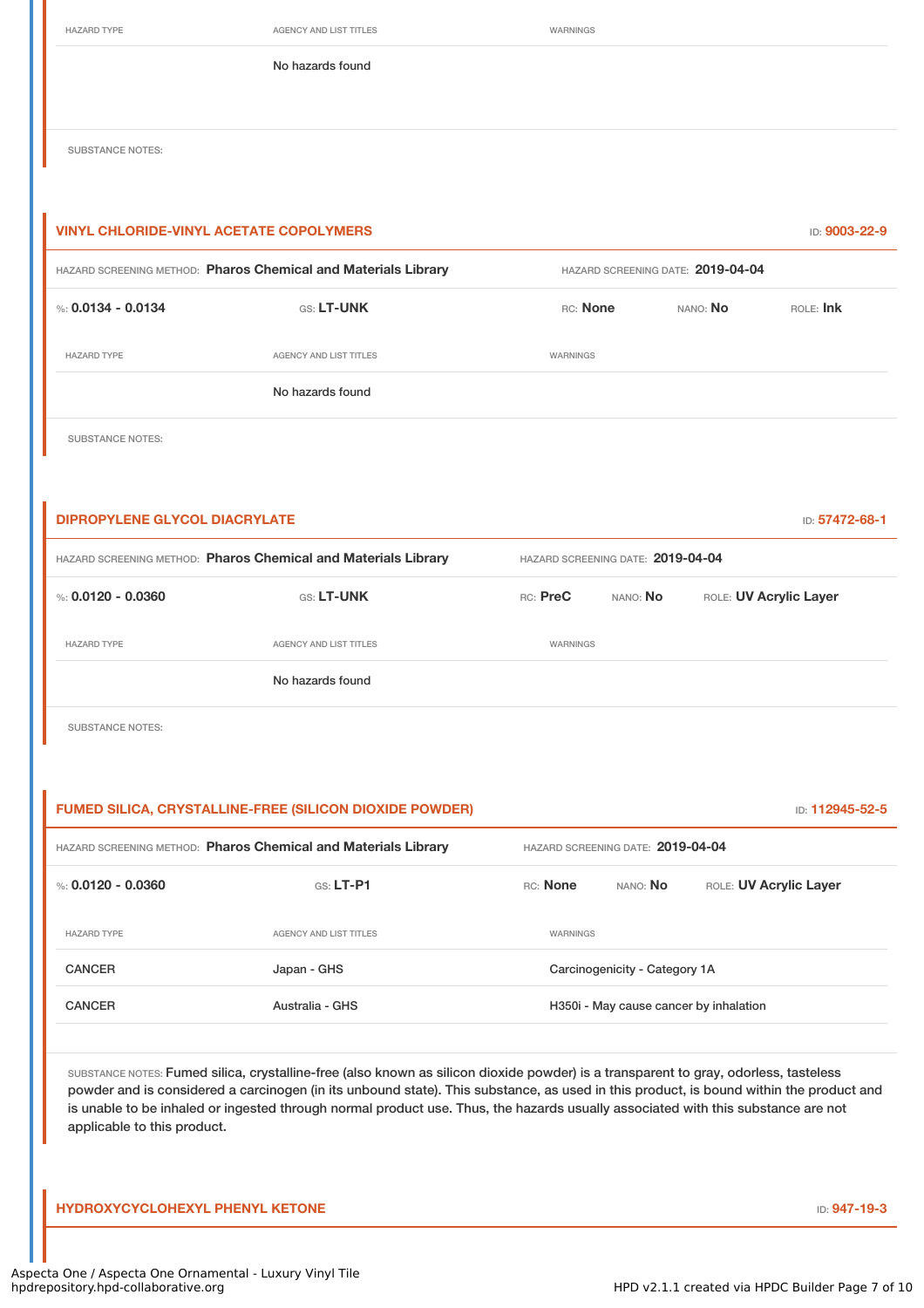| HAZARD TYPE | AGENCY AND LIST TITLES | WARNINGS |
| --- | --- | --- |
| | No hazards found | |

SUBSTANCE NOTES:

### VINYL CHLORIDE-VINYL ACETATE COPOLYMERS

ID: **9003-22-9**

HAZARD SCREENING METHOD: **Pharos Chemical and Materials Library** HAZARD SCREENING DATE: **2019-04-04**

%: **0.0134 - 0.0134** GS: **LT-UNK** RC: **None** NANO: **No** ROLE: **Ink**

| HAZARD TYPE | AGENCY AND LIST TITLES | WARNINGS |
| --- | --- | --- |
| | No hazards found | |

SUBSTANCE NOTES:

### DIPROPYLENE GLYCOL DIACRYLATE

ID: **57472-68-1**

HAZARD SCREENING METHOD: **Pharos Chemical and Materials Library** HAZARD SCREENING DATE: **2019-04-04**

%: **0.0120 - 0.0360** GS: **LT-UNK** RC: **PreC** NANO: **No** ROLE: **UV Acrylic Layer**

| HAZARD TYPE | AGENCY AND LIST TITLES | WARNINGS |
| --- | --- | --- |
| | No hazards found | |

SUBSTANCE NOTES:

### FUMED SILICA, CRYSTALLINE-FREE (SILICON DIOXIDE POWDER)

ID: **112945-52-5**

HAZARD SCREENING METHOD: **Pharos Chemical and Materials Library** HAZARD SCREENING DATE: **2019-04-04**

%: **0.0120 - 0.0360** GS: **LT-P1** RC: **None** NANO: **No** ROLE: **UV Acrylic Layer**

| HAZARD TYPE | AGENCY AND LIST TITLES | WARNINGS |
| --- | --- | --- |
| CANCER | Japan - GHS | Carcinogenicity - Category 1A |
| CANCER | Australia - GHS | H350i - May cause cancer by inhalation |

SUBSTANCE NOTES: Fumed silica, crystalline-free (also known as silicon dioxide powder) is a transparent to gray, odorless, tasteless powder and is considered a carcinogen (in its unbound state). This substance, as used in this product, is bound within the product and is unable to be inhaled or ingested through normal product use. Thus, the hazards usually associated with this substance are not applicable to this product.

### HYDROXYCYCLOHEXYL PHENYL KETONE

ID: **947-19-3**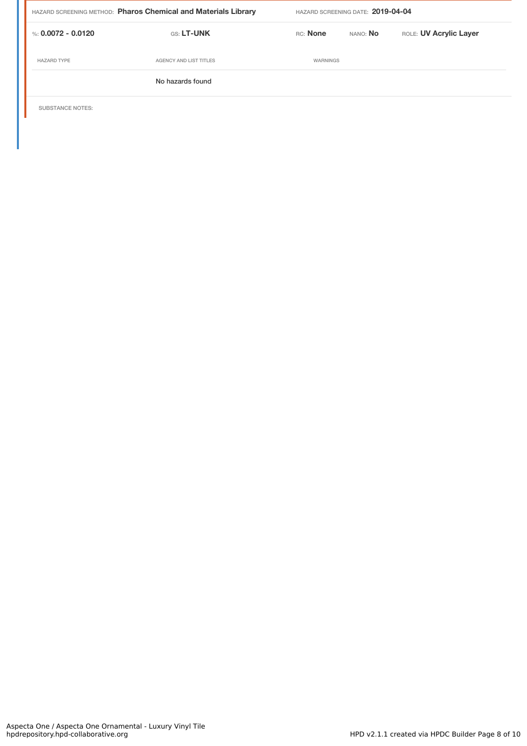HAZARD SCREENING METHOD: **Pharos Chemical and Materials Library** HAZARD SCREENING DATE: **2019-04-04**

| %: **0.0072 - 0.0120** | GS: **LT-UNK** | RC: **None** | NANO: **No** | ROLE: **UV Acrylic Layer** |
|---|---|---|---|---|

| HAZARD TYPE | AGENCY AND LIST TITLES | WARNINGS |
|---|---|---|
| | No hazards found | |

SUBSTANCE NOTES: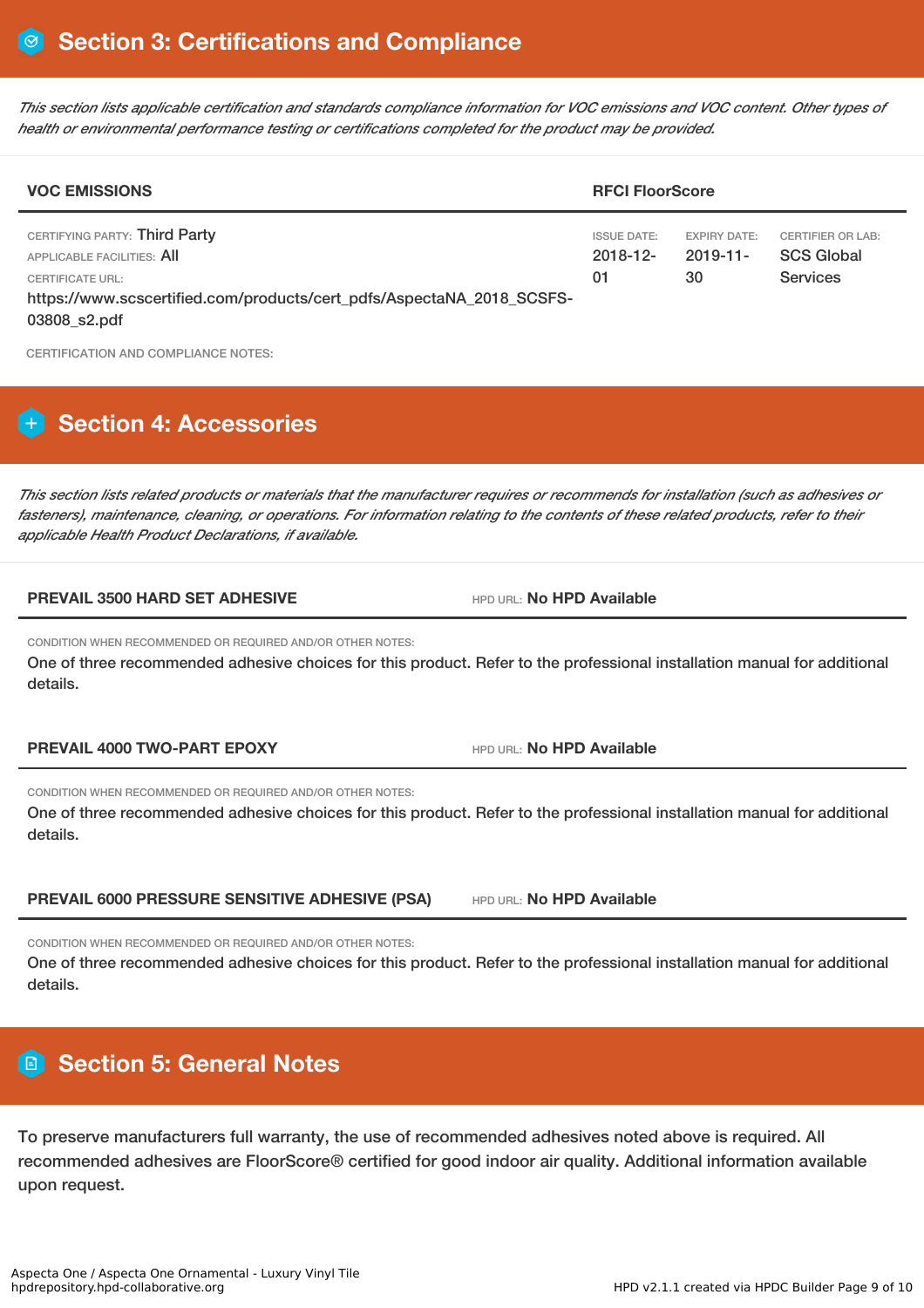# Section 3: Certifications and Compliance

*This section lists applicable certification and standards compliance information for VOC emissions and VOC content. Other types of health or environmental performance testing or certifications completed for the product may be provided.*

| VOC EMISSIONS | RFCI FloorScore | | |
|---|---|---|---|
| CERTIFYING PARTY: Third Party<br>APPLICABLE FACILITIES: All<br>CERTIFICATE URL:<br>https://www.scscertified.com/products/cert_pdfs/AspectaNA_2018_SCSFS-03808_s2.pdf | ISSUE DATE:<br>2018-12-01 | EXPIRY DATE:<br>2019-11-30 | CERTIFIER OR LAB:<br>SCS Global Services |

CERTIFICATION AND COMPLIANCE NOTES:

# Section 4: Accessories

*This section lists related products or materials that the manufacturer requires or recommends for installation (such as adhesives or fasteners), maintenance, cleaning, or operations. For information relating to the contents of these related products, refer to their applicable Health Product Declarations, if available.*

**PREVAIL 3500 HARD SET ADHESIVE** — HPD URL: **No HPD Available**

CONDITION WHEN RECOMMENDED OR REQUIRED AND/OR OTHER NOTES:

One of three recommended adhesive choices for this product. Refer to the professional installation manual for additional details.

**PREVAIL 4000 TWO-PART EPOXY** — HPD URL: **No HPD Available**

CONDITION WHEN RECOMMENDED OR REQUIRED AND/OR OTHER NOTES:

One of three recommended adhesive choices for this product. Refer to the professional installation manual for additional details.

**PREVAIL 6000 PRESSURE SENSITIVE ADHESIVE (PSA)** — HPD URL: **No HPD Available**

CONDITION WHEN RECOMMENDED OR REQUIRED AND/OR OTHER NOTES:

One of three recommended adhesive choices for this product. Refer to the professional installation manual for additional details.

# Section 5: General Notes

To preserve manufacturers full warranty, the use of recommended adhesives noted above is required. All recommended adhesives are FloorScore® certified for good indoor air quality. Additional information available upon request.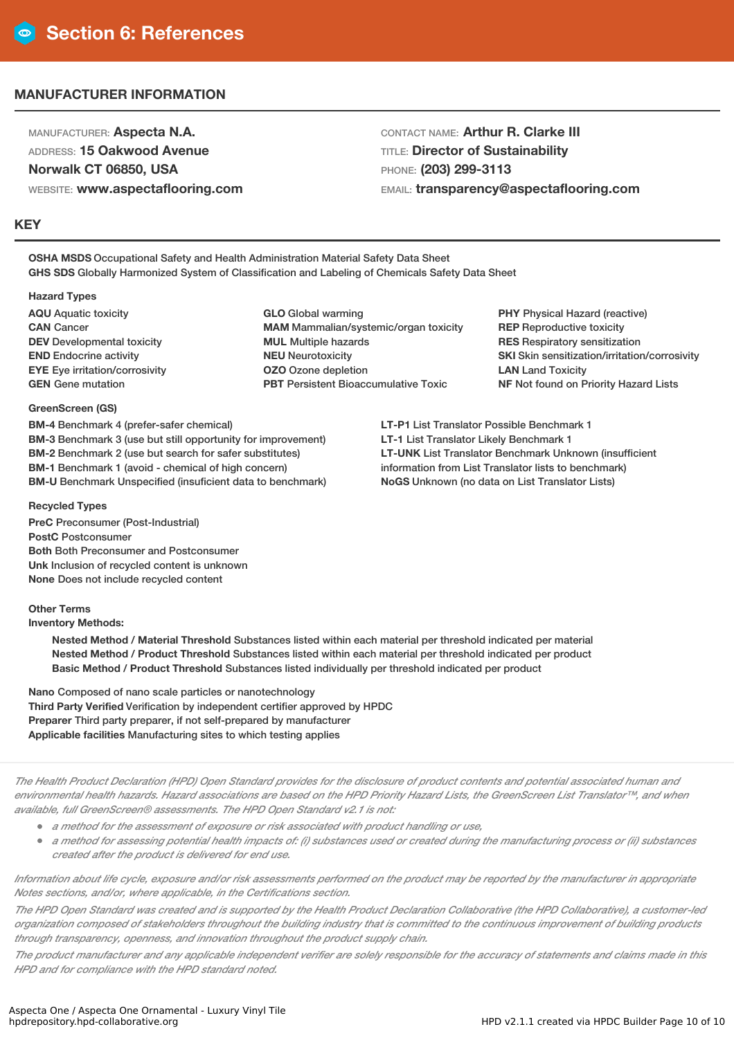# Section 6: References

## MANUFACTURER INFORMATION

MANUFACTURER: **Aspecta N.A.**
ADDRESS: **15 Oakwood Avenue**
**Norwalk CT 06850, USA**
WEBSITE: **www.aspectaflooring.com**

CONTACT NAME: **Arthur R. Clarke III**
TITLE: **Director of Sustainability**
PHONE: **(203) 299-3113**
EMAIL: **transparency@aspectaflooring.com**

## KEY

**OSHA MSDS** Occupational Safety and Health Administration Material Safety Data Sheet
**GHS SDS** Globally Harmonized System of Classification and Labeling of Chemicals Safety Data Sheet

**Hazard Types**

**AQU** Aquatic toxicity
**CAN** Cancer
**DEV** Developmental toxicity
**END** Endocrine activity
**EYE** Eye irritation/corrosivity
**GEN** Gene mutation
**GLO** Global warming
**MAM** Mammalian/systemic/organ toxicity
**MUL** Multiple hazards
**NEU** Neurotoxicity
**OZO** Ozone depletion
**PBT** Persistent Bioaccumulative Toxic
**PHY** Physical Hazard (reactive)
**REP** Reproductive toxicity
**RES** Respiratory sensitization
**SKI** Skin sensitization/irritation/corrosivity
**LAN** Land Toxicity
**NF** Not found on Priority Hazard Lists

**GreenScreen (GS)**

**BM-4** Benchmark 4 (prefer-safer chemical)
**BM-3** Benchmark 3 (use but still opportunity for improvement)
**BM-2** Benchmark 2 (use but search for safer substitutes)
**BM-1** Benchmark 1 (avoid - chemical of high concern)
**BM-U** Benchmark Unspecified (insuficient data to benchmark)
**LT-P1** List Translator Possible Benchmark 1
**LT-1** List Translator Likely Benchmark 1
**LT-UNK** List Translator Benchmark Unknown (insufficient information from List Translator lists to benchmark)
**NoGS** Unknown (no data on List Translator Lists)

**Recycled Types**

**PreC** Preconsumer (Post-Industrial)
**PostC** Postconsumer
**Both** Both Preconsumer and Postconsumer
**Unk** Inclusion of recycled content is unknown
**None** Does not include recycled content

**Other Terms**
**Inventory Methods:**

- **Nested Method / Material Threshold** Substances listed within each material per threshold indicated per material
- **Nested Method / Product Threshold** Substances listed within each material per threshold indicated per product
- **Basic Method / Product Threshold** Substances listed individually per threshold indicated per product

**Nano** Composed of nano scale particles or nanotechnology
**Third Party Verified** Verification by independent certifier approved by HPDC
**Preparer** Third party preparer, if not self-prepared by manufacturer
**Applicable facilities** Manufacturing sites to which testing applies

*The Health Product Declaration (HPD) Open Standard provides for the disclosure of product contents and potential associated human and environmental health hazards. Hazard associations are based on the HPD Priority Hazard Lists, the GreenScreen List Translator™, and when available, full GreenScreen® assessments. The HPD Open Standard v2.1 is not:*

- *a method for the assessment of exposure or risk associated with product handling or use,*
- *a method for assessing potential health impacts of: (i) substances used or created during the manufacturing process or (ii) substances created after the product is delivered for end use.*

*Information about life cycle, exposure and/or risk assessments performed on the product may be reported by the manufacturer in appropriate Notes sections, and/or, where applicable, in the Certifications section.*

*The HPD Open Standard was created and is supported by the Health Product Declaration Collaborative (the HPD Collaborative), a customer-led organization composed of stakeholders throughout the building industry that is committed to the continuous improvement of building products through transparency, openness, and innovation throughout the product supply chain.*

*The product manufacturer and any applicable independent verifier are solely responsible for the accuracy of statements and claims made in this HPD and for compliance with the HPD standard noted.*